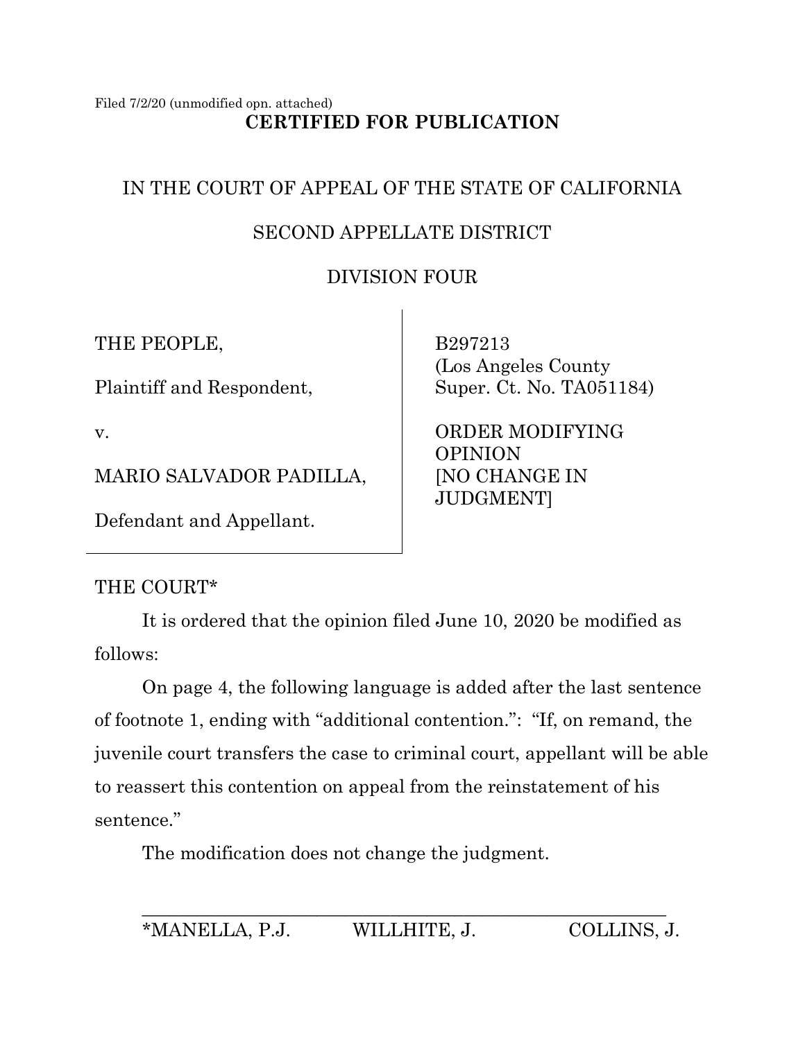Filed 7/2/20 (unmodified opn. attached)

**CERTIFIED FOR PUBLICATION**

IN THE COURT OF APPEAL OF THE STATE OF CALIFORNIA

SECOND APPELLATE DISTRICT

DIVISION FOUR

| | |
|---|---|
| THE PEOPLE,<br><br>Plaintiff and Respondent,<br><br>v.<br><br>MARIO SALVADOR PADILLA,<br><br>Defendant and Appellant. | B297213<br>(Los Angeles County<br>Super. Ct. No. TA051184)<br><br>ORDER MODIFYING OPINION<br>[NO CHANGE IN JUDGMENT] |

THE COURT*

It is ordered that the opinion filed June 10, 2020 be modified as follows:

On page 4, the following language is added after the last sentence of footnote 1, ending with "additional contention.": "If, on remand, the juvenile court transfers the case to criminal court, appellant will be able to reassert this contention on appeal from the reinstatement of his sentence."

The modification does not change the judgment.

*MANELLA, P.J. WILLHITE, J. COLLINS, J.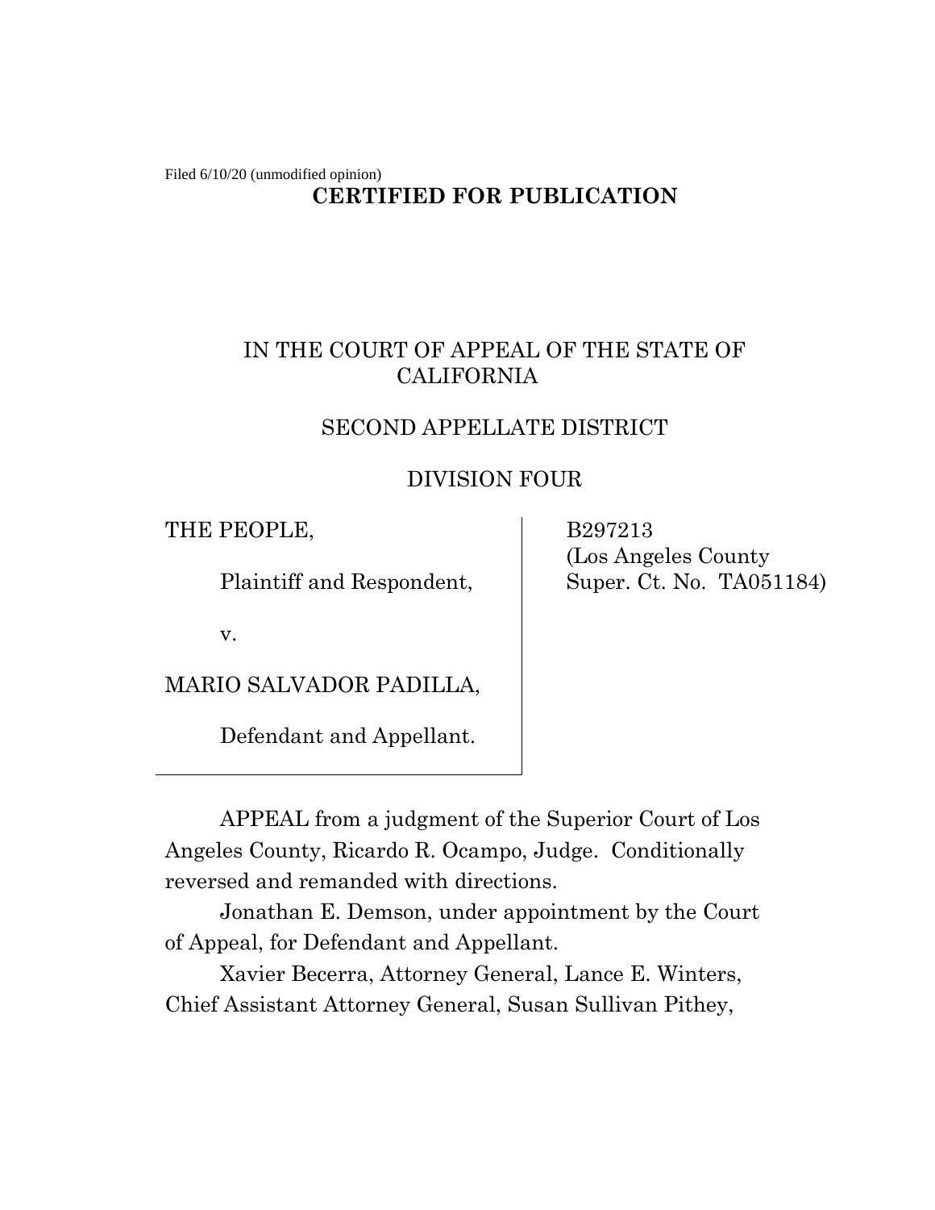Filed 6/10/20 (unmodified opinion)

**CERTIFIED FOR PUBLICATION**

IN THE COURT OF APPEAL OF THE STATE OF CALIFORNIA

SECOND APPELLATE DISTRICT

DIVISION FOUR

| | |
|---|---|
| THE PEOPLE,<br><br>Plaintiff and Respondent,<br><br>v.<br><br>MARIO SALVADOR PADILLA,<br><br>Defendant and Appellant. | B297213<br>(Los Angeles County<br>Super. Ct. No. TA051184) |

APPEAL from a judgment of the Superior Court of Los Angeles County, Ricardo R. Ocampo, Judge. Conditionally reversed and remanded with directions.

Jonathan E. Demson, under appointment by the Court of Appeal, for Defendant and Appellant.

Xavier Becerra, Attorney General, Lance E. Winters, Chief Assistant Attorney General, Susan Sullivan Pithey,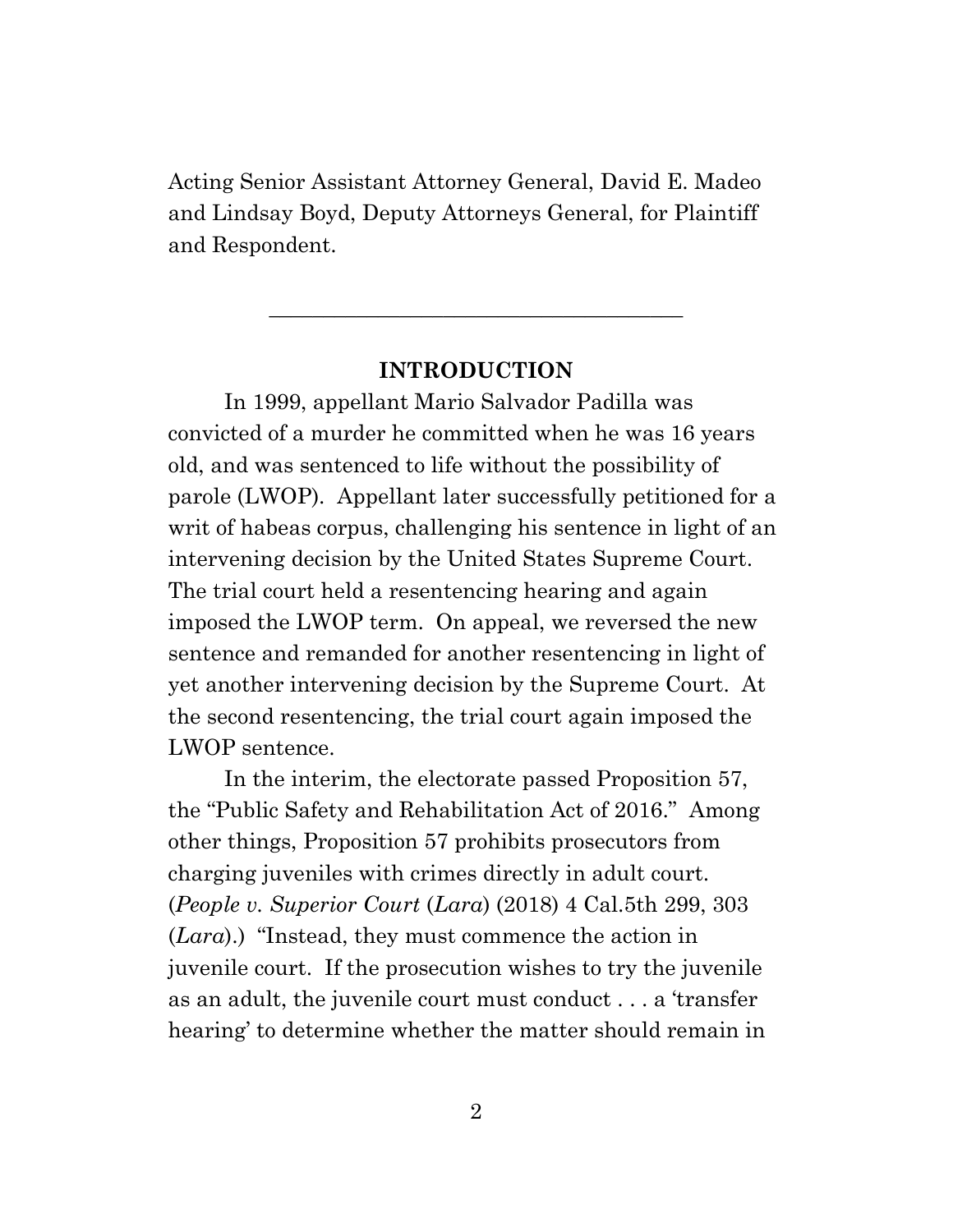Acting Senior Assistant Attorney General, David E. Madeo and Lindsay Boyd, Deputy Attorneys General, for Plaintiff and Respondent.

---

## INTRODUCTION

In 1999, appellant Mario Salvador Padilla was convicted of a murder he committed when he was 16 years old, and was sentenced to life without the possibility of parole (LWOP). Appellant later successfully petitioned for a writ of habeas corpus, challenging his sentence in light of an intervening decision by the United States Supreme Court. The trial court held a resentencing hearing and again imposed the LWOP term. On appeal, we reversed the new sentence and remanded for another resentencing in light of yet another intervening decision by the Supreme Court. At the second resentencing, the trial court again imposed the LWOP sentence.

In the interim, the electorate passed Proposition 57, the "Public Safety and Rehabilitation Act of 2016." Among other things, Proposition 57 prohibits prosecutors from charging juveniles with crimes directly in adult court. (*People v. Superior Court* (*Lara*) (2018) 4 Cal.5th 299, 303 (*Lara*).) "Instead, they must commence the action in juvenile court. If the prosecution wishes to try the juvenile as an adult, the juvenile court must conduct . . . a 'transfer hearing' to determine whether the matter should remain in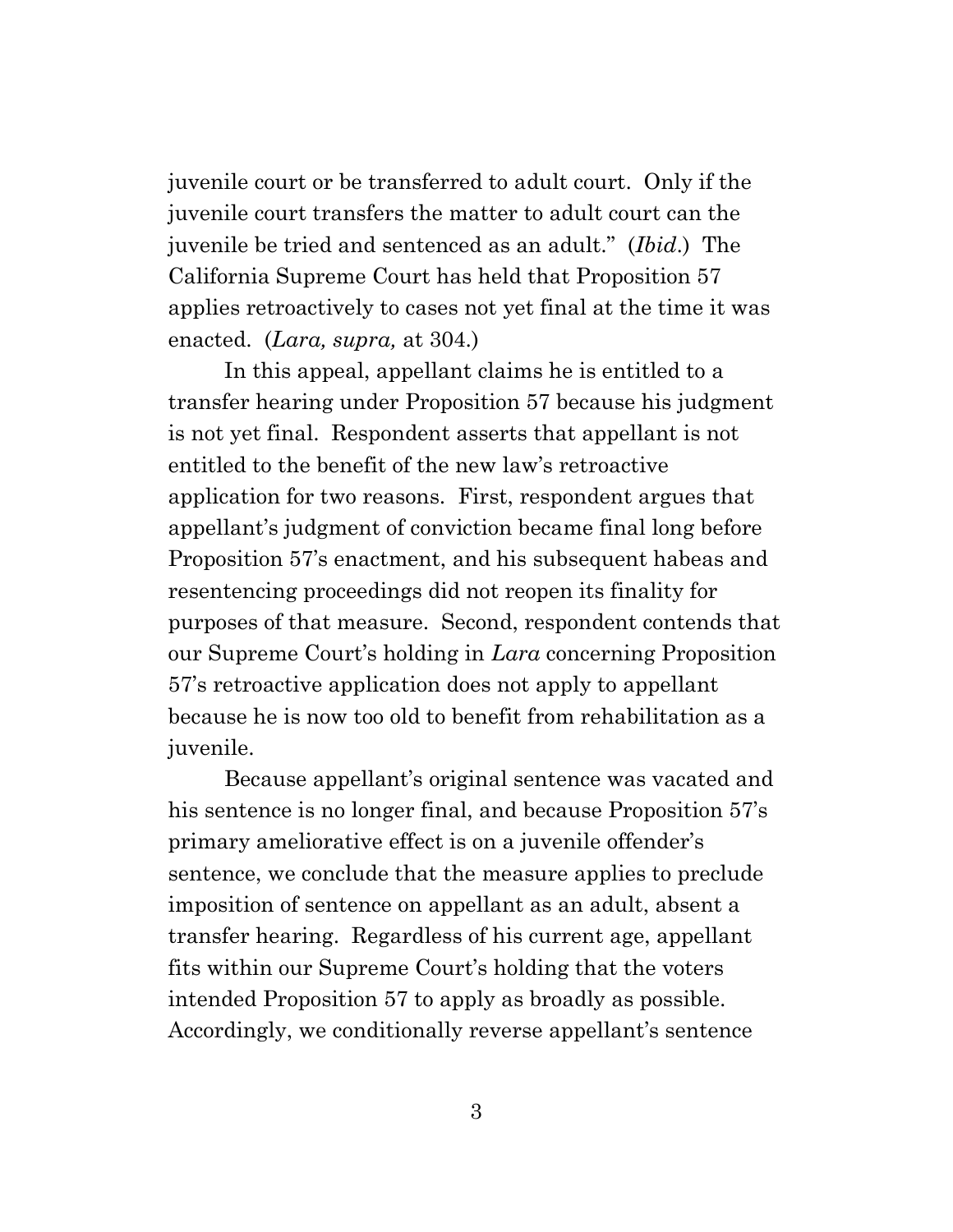juvenile court or be transferred to adult court. Only if the juvenile court transfers the matter to adult court can the juvenile be tried and sentenced as an adult." (*Ibid*.) The California Supreme Court has held that Proposition 57 applies retroactively to cases not yet final at the time it was enacted. (*Lara, supra,* at 304.)

In this appeal, appellant claims he is entitled to a transfer hearing under Proposition 57 because his judgment is not yet final. Respondent asserts that appellant is not entitled to the benefit of the new law's retroactive application for two reasons. First, respondent argues that appellant's judgment of conviction became final long before Proposition 57's enactment, and his subsequent habeas and resentencing proceedings did not reopen its finality for purposes of that measure. Second, respondent contends that our Supreme Court's holding in *Lara* concerning Proposition 57's retroactive application does not apply to appellant because he is now too old to benefit from rehabilitation as a juvenile.

Because appellant's original sentence was vacated and his sentence is no longer final, and because Proposition 57's primary ameliorative effect is on a juvenile offender's sentence, we conclude that the measure applies to preclude imposition of sentence on appellant as an adult, absent a transfer hearing. Regardless of his current age, appellant fits within our Supreme Court's holding that the voters intended Proposition 57 to apply as broadly as possible. Accordingly, we conditionally reverse appellant's sentence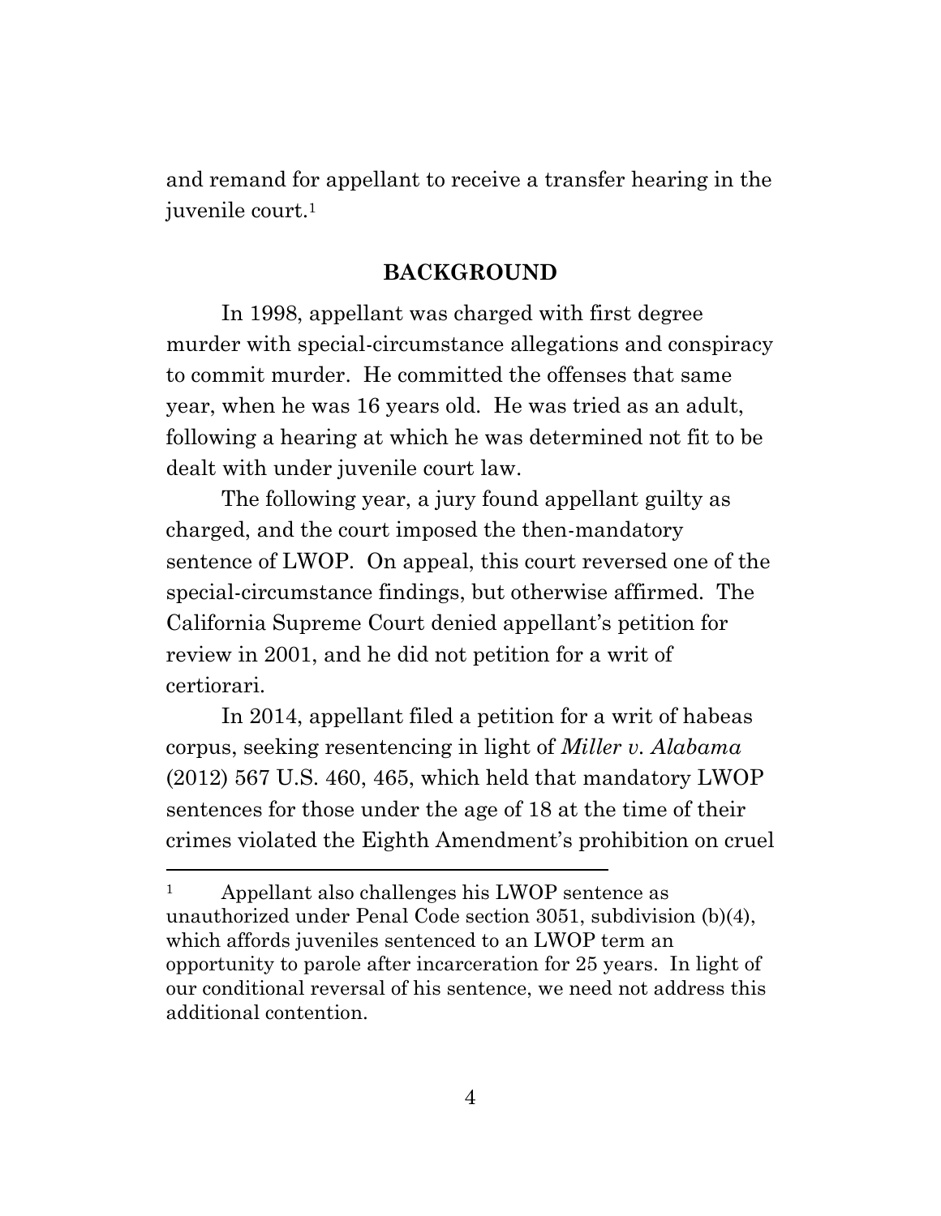and remand for appellant to receive a transfer hearing in the juvenile court.[1]

## BACKGROUND

In 1998, appellant was charged with first degree murder with special-circumstance allegations and conspiracy to commit murder. He committed the offenses that same year, when he was 16 years old. He was tried as an adult, following a hearing at which he was determined not fit to be dealt with under juvenile court law.

The following year, a jury found appellant guilty as charged, and the court imposed the then-mandatory sentence of LWOP. On appeal, this court reversed one of the special-circumstance findings, but otherwise affirmed. The California Supreme Court denied appellant's petition for review in 2001, and he did not petition for a writ of certiorari.

In 2014, appellant filed a petition for a writ of habeas corpus, seeking resentencing in light of *Miller v. Alabama* (2012) 567 U.S. 460, 465, which held that mandatory LWOP sentences for those under the age of 18 at the time of their crimes violated the Eighth Amendment's prohibition on cruel

---

[1] Appellant also challenges his LWOP sentence as unauthorized under Penal Code section 3051, subdivision (b)(4), which affords juveniles sentenced to an LWOP term an opportunity to parole after incarceration for 25 years. In light of our conditional reversal of his sentence, we need not address this additional contention.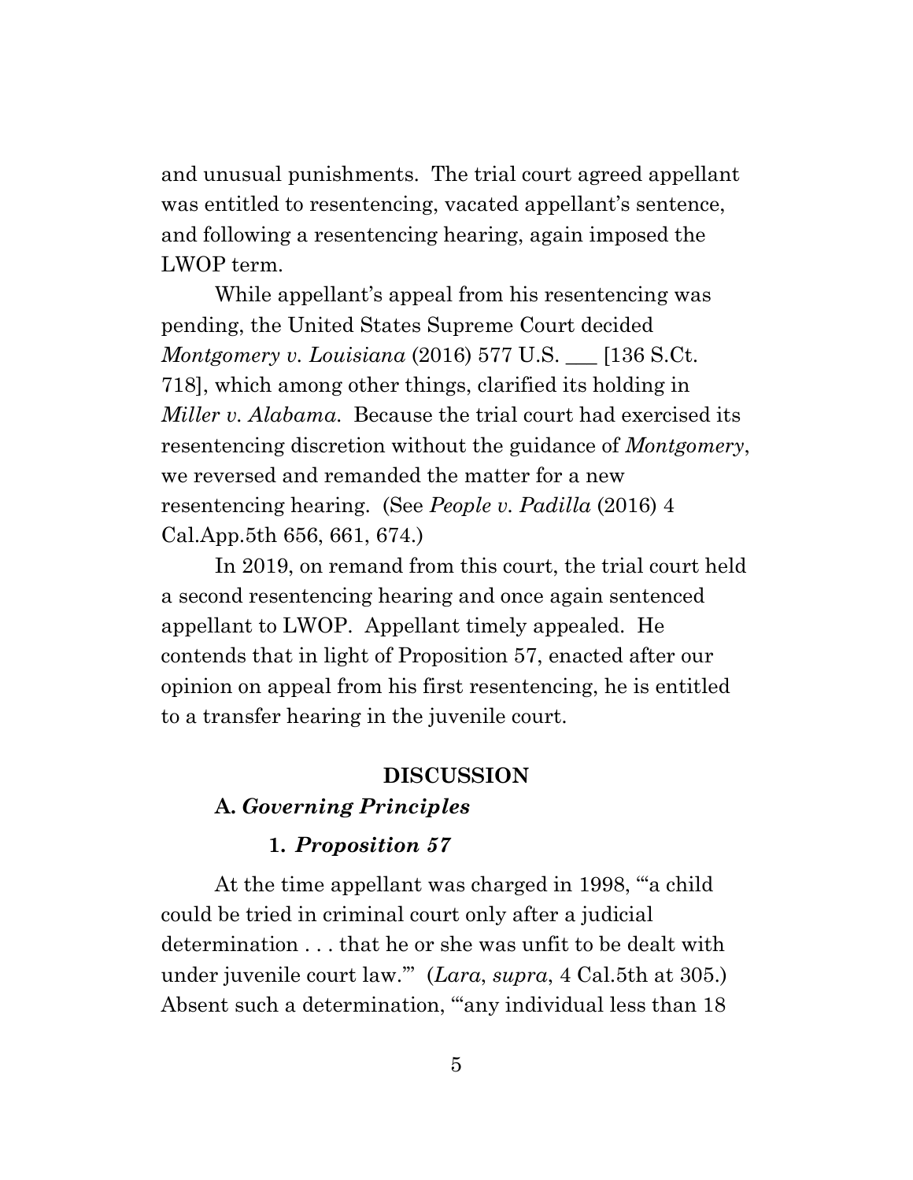and unusual punishments. The trial court agreed appellant was entitled to resentencing, vacated appellant's sentence, and following a resentencing hearing, again imposed the LWOP term.

While appellant's appeal from his resentencing was pending, the United States Supreme Court decided *Montgomery v. Louisiana* (2016) 577 U.S. ___ [136 S.Ct. 718], which among other things, clarified its holding in *Miller v. Alabama*. Because the trial court had exercised its resentencing discretion without the guidance of *Montgomery*, we reversed and remanded the matter for a new resentencing hearing. (See *People v. Padilla* (2016) 4 Cal.App.5th 656, 661, 674.)

In 2019, on remand from this court, the trial court held a second resentencing hearing and once again sentenced appellant to LWOP. Appellant timely appealed. He contends that in light of Proposition 57, enacted after our opinion on appeal from his first resentencing, he is entitled to a transfer hearing in the juvenile court.

## DISCUSSION

### A. *Governing Principles*

#### 1. *Proposition 57*

At the time appellant was charged in 1998, "'a child could be tried in criminal court only after a judicial determination . . . that he or she was unfit to be dealt with under juvenile court law.'" (*Lara*, *supra*, 4 Cal.5th at 305.) Absent such a determination, "'any individual less than 18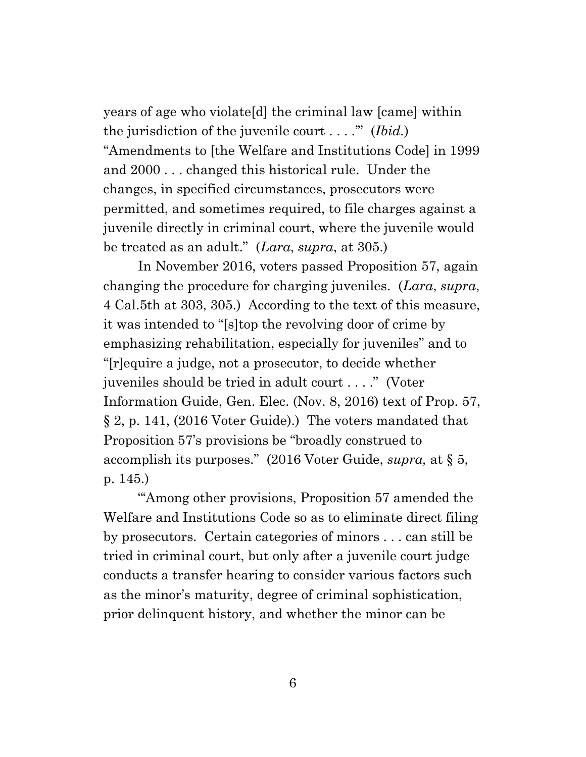years of age who violate[d] the criminal law [came] within the jurisdiction of the juvenile court . . . .'" (*Ibid.*) "Amendments to [the Welfare and Institutions Code] in 1999 and 2000 . . . changed this historical rule. Under the changes, in specified circumstances, prosecutors were permitted, and sometimes required, to file charges against a juvenile directly in criminal court, where the juvenile would be treated as an adult." (*Lara*, *supra*, at 305.)

In November 2016, voters passed Proposition 57, again changing the procedure for charging juveniles. (*Lara*, *supra*, 4 Cal.5th at 303, 305.) According to the text of this measure, it was intended to "[s]top the revolving door of crime by emphasizing rehabilitation, especially for juveniles" and to "[r]equire a judge, not a prosecutor, to decide whether juveniles should be tried in adult court . . . ." (Voter Information Guide, Gen. Elec. (Nov. 8, 2016) text of Prop. 57, § 2, p. 141, (2016 Voter Guide).) The voters mandated that Proposition 57's provisions be "broadly construed to accomplish its purposes." (2016 Voter Guide, *supra,* at § 5, p. 145.)

"'Among other provisions, Proposition 57 amended the Welfare and Institutions Code so as to eliminate direct filing by prosecutors. Certain categories of minors . . . can still be tried in criminal court, but only after a juvenile court judge conducts a transfer hearing to consider various factors such as the minor's maturity, degree of criminal sophistication, prior delinquent history, and whether the minor can be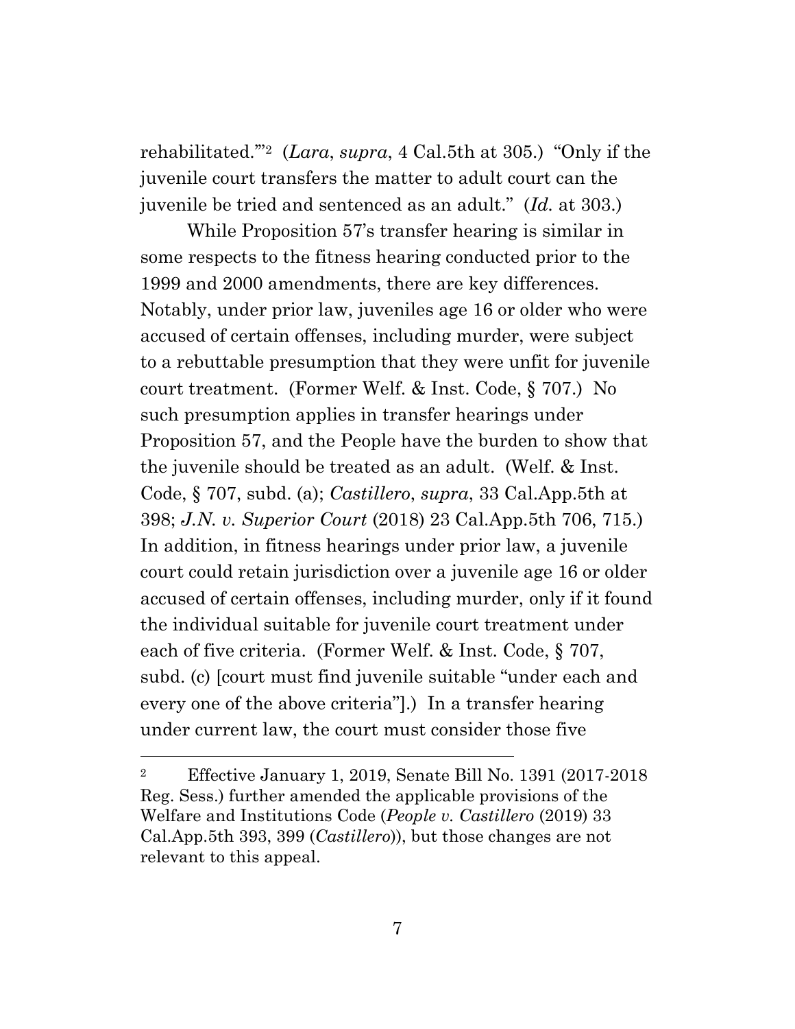rehabilitated.'"[2] (*Lara*, *supra*, 4 Cal.5th at 305.) "Only if the juvenile court transfers the matter to adult court can the juvenile be tried and sentenced as an adult." (*Id.* at 303.)

While Proposition 57's transfer hearing is similar in some respects to the fitness hearing conducted prior to the 1999 and 2000 amendments, there are key differences. Notably, under prior law, juveniles age 16 or older who were accused of certain offenses, including murder, were subject to a rebuttable presumption that they were unfit for juvenile court treatment. (Former Welf. & Inst. Code, § 707.) No such presumption applies in transfer hearings under Proposition 57, and the People have the burden to show that the juvenile should be treated as an adult. (Welf. & Inst. Code, § 707, subd. (a); *Castillero*, *supra*, 33 Cal.App.5th at 398; *J.N. v. Superior Court* (2018) 23 Cal.App.5th 706, 715.) In addition, in fitness hearings under prior law, a juvenile court could retain jurisdiction over a juvenile age 16 or older accused of certain offenses, including murder, only if it found the individual suitable for juvenile court treatment under each of five criteria. (Former Welf. & Inst. Code, § 707, subd. (c) [court must find juvenile suitable "under each and every one of the above criteria"].) In a transfer hearing under current law, the court must consider those five

---

[2] Effective January 1, 2019, Senate Bill No. 1391 (2017-2018 Reg. Sess.) further amended the applicable provisions of the Welfare and Institutions Code (*People v. Castillero* (2019) 33 Cal.App.5th 393, 399 (*Castillero*)), but those changes are not relevant to this appeal.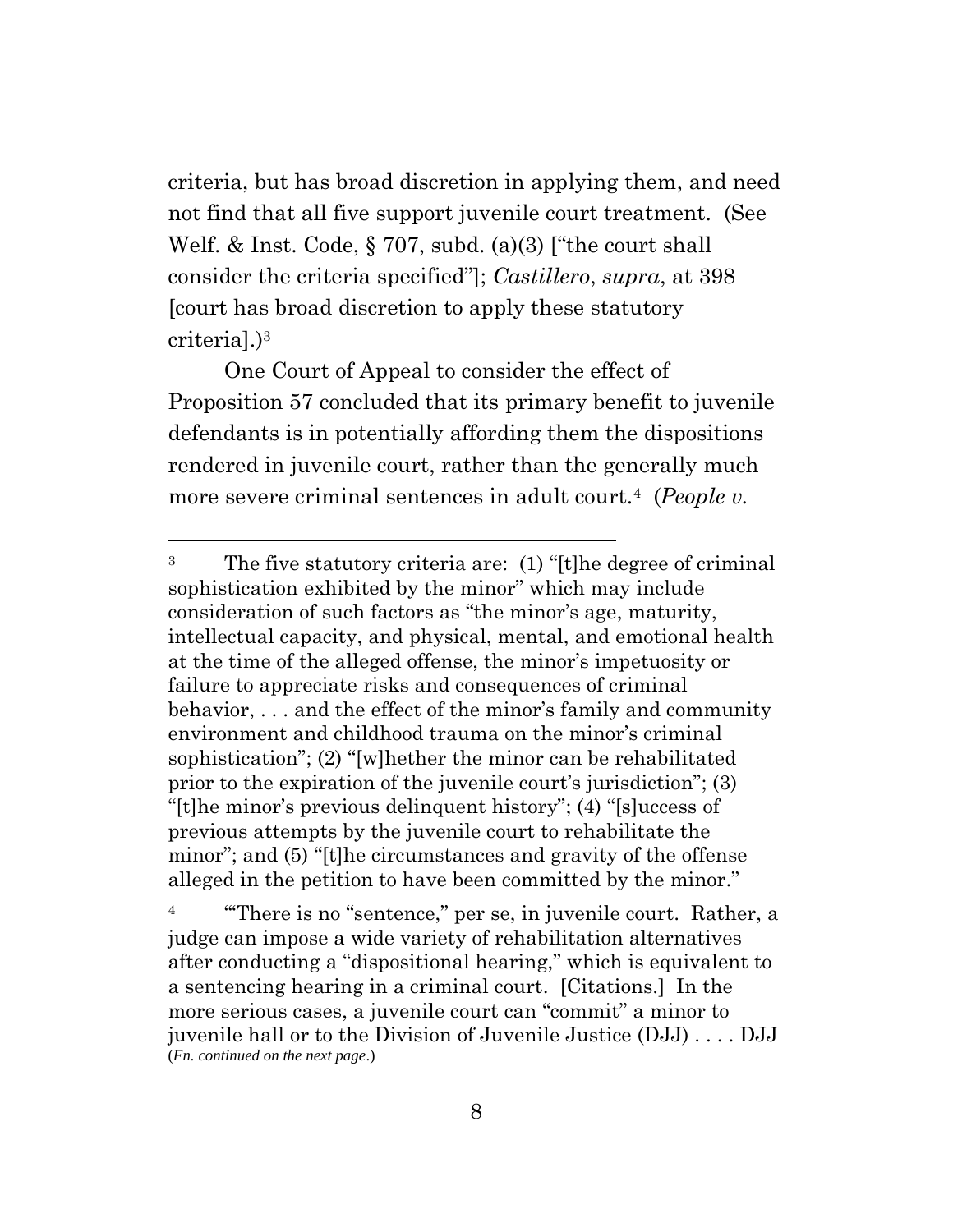criteria, but has broad discretion in applying them, and need not find that all five support juvenile court treatment. (See Welf. & Inst. Code, § 707, subd. (a)(3) ["the court shall consider the criteria specified"]; *Castillero*, *supra*, at 398 [court has broad discretion to apply these statutory criteria].)[3]

One Court of Appeal to consider the effect of Proposition 57 concluded that its primary benefit to juvenile defendants is in potentially affording them the dispositions rendered in juvenile court, rather than the generally much more severe criminal sentences in adult court.[4] (*People v.*

---

[3] The five statutory criteria are: (1) "[t]he degree of criminal sophistication exhibited by the minor" which may include consideration of such factors as "the minor's age, maturity, intellectual capacity, and physical, mental, and emotional health at the time of the alleged offense, the minor's impetuosity or failure to appreciate risks and consequences of criminal behavior, . . . and the effect of the minor's family and community environment and childhood trauma on the minor's criminal sophistication"; (2) "[w]hether the minor can be rehabilitated prior to the expiration of the juvenile court's jurisdiction"; (3) "[t]he minor's previous delinquent history"; (4) "[s]uccess of previous attempts by the juvenile court to rehabilitate the minor"; and (5) "[t]he circumstances and gravity of the offense alleged in the petition to have been committed by the minor."

[4] "'There is no "sentence," per se, in juvenile court. Rather, a judge can impose a wide variety of rehabilitation alternatives after conducting a "dispositional hearing," which is equivalent to a sentencing hearing in a criminal court. [Citations.] In the more serious cases, a juvenile court can "commit" a minor to juvenile hall or to the Division of Juvenile Justice (DJJ) . . . . DJJ

(*Fn. continued on the next page*.)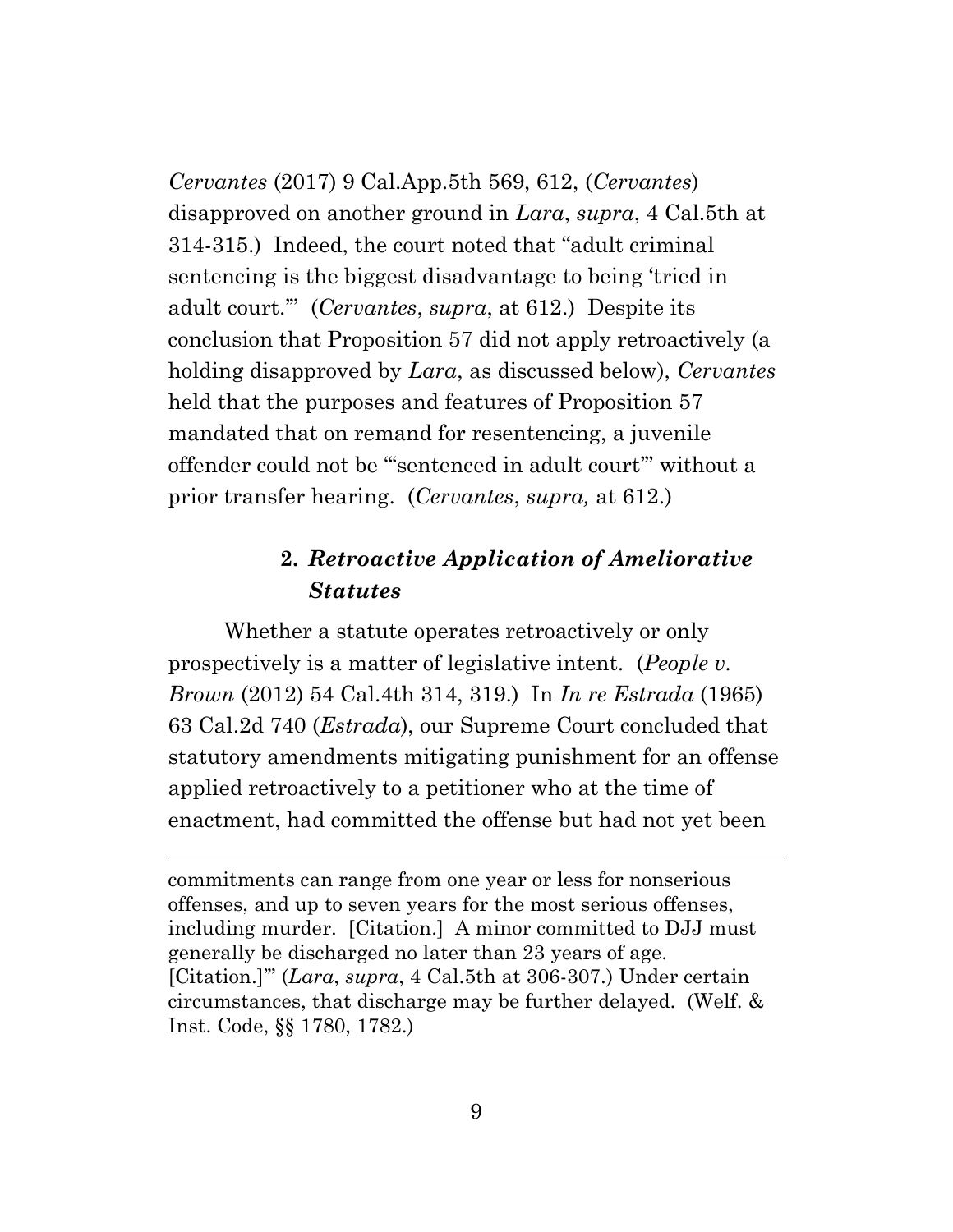*Cervantes* (2017) 9 Cal.App.5th 569, 612, (*Cervantes*) disapproved on another ground in *Lara*, *supra*, 4 Cal.5th at 314-315.) Indeed, the court noted that "adult criminal sentencing is the biggest disadvantage to being 'tried in adult court.'" (*Cervantes*, *supra*, at 612.) Despite its conclusion that Proposition 57 did not apply retroactively (a holding disapproved by *Lara*, as discussed below), *Cervantes* held that the purposes and features of Proposition 57 mandated that on remand for resentencing, a juvenile offender could not be "'sentenced in adult court'" without a prior transfer hearing. (*Cervantes*, *supra,* at 612.)

### 2. *Retroactive Application of Ameliorative Statutes*

Whether a statute operates retroactively or only prospectively is a matter of legislative intent. (*People v. Brown* (2012) 54 Cal.4th 314, 319.) In *In re Estrada* (1965) 63 Cal.2d 740 (*Estrada*), our Supreme Court concluded that statutory amendments mitigating punishment for an offense applied retroactively to a petitioner who at the time of enactment, had committed the offense but had not yet been

---

commitments can range from one year or less for nonserious offenses, and up to seven years for the most serious offenses, including murder. [Citation.] A minor committed to DJJ must generally be discharged no later than 23 years of age. [Citation.]'" (*Lara*, *supra*, 4 Cal.5th at 306-307.) Under certain circumstances, that discharge may be further delayed. (Welf. & Inst. Code, §§ 1780, 1782.)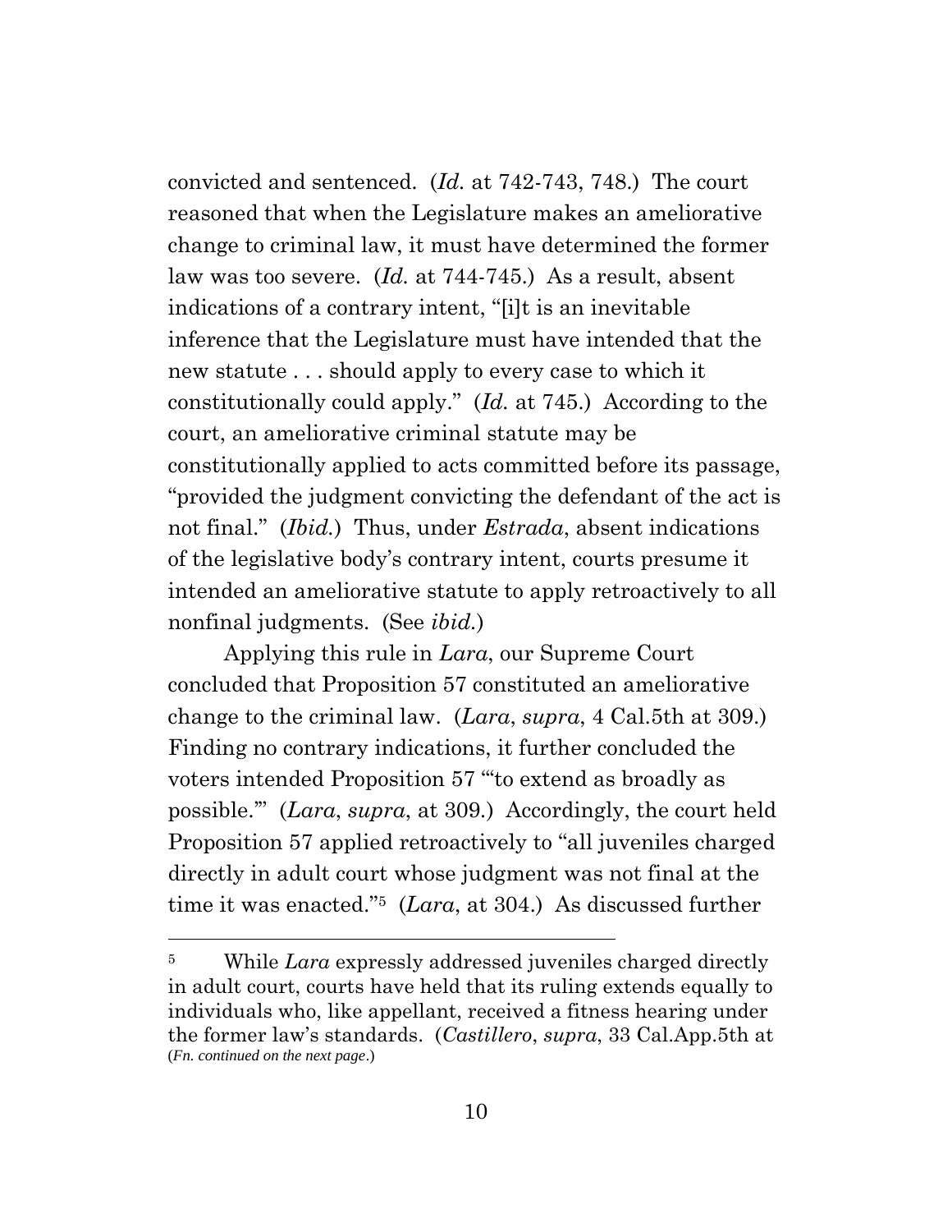convicted and sentenced. (*Id.* at 742-743, 748.) The court reasoned that when the Legislature makes an ameliorative change to criminal law, it must have determined the former law was too severe. (*Id.* at 744-745.) As a result, absent indications of a contrary intent, "[i]t is an inevitable inference that the Legislature must have intended that the new statute . . . should apply to every case to which it constitutionally could apply." (*Id.* at 745.) According to the court, an ameliorative criminal statute may be constitutionally applied to acts committed before its passage, "provided the judgment convicting the defendant of the act is not final." (*Ibid.*) Thus, under *Estrada*, absent indications of the legislative body's contrary intent, courts presume it intended an ameliorative statute to apply retroactively to all nonfinal judgments. (See *ibid.*)

Applying this rule in *Lara*, our Supreme Court concluded that Proposition 57 constituted an ameliorative change to the criminal law. (*Lara*, *supra*, 4 Cal.5th at 309.) Finding no contrary indications, it further concluded the voters intended Proposition 57 "'to extend as broadly as possible.'" (*Lara*, *supra*, at 309.) Accordingly, the court held Proposition 57 applied retroactively to "all juveniles charged directly in adult court whose judgment was not final at the time it was enacted."[5] (*Lara*, at 304.) As discussed further

---

[5] While *Lara* expressly addressed juveniles charged directly in adult court, courts have held that its ruling extends equally to individuals who, like appellant, received a fitness hearing under the former law's standards. (*Castillero*, *supra*, 33 Cal.App.5th at
(*Fn. continued on the next page*.)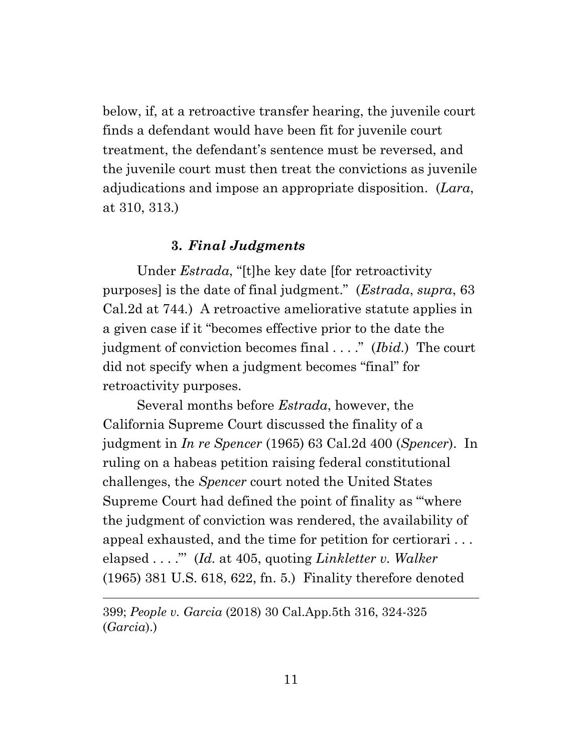below, if, at a retroactive transfer hearing, the juvenile court finds a defendant would have been fit for juvenile court treatment, the defendant's sentence must be reversed, and the juvenile court must then treat the convictions as juvenile adjudications and impose an appropriate disposition. (*Lara*, at 310, 313.)

### 3. *Final Judgments*

Under *Estrada*, "[t]he key date [for retroactivity purposes] is the date of final judgment." (*Estrada*, *supra*, 63 Cal.2d at 744.) A retroactive ameliorative statute applies in a given case if it "becomes effective prior to the date the judgment of conviction becomes final . . . ." (*Ibid.*) The court did not specify when a judgment becomes "final" for retroactivity purposes.

Several months before *Estrada*, however, the California Supreme Court discussed the finality of a judgment in *In re Spencer* (1965) 63 Cal.2d 400 (*Spencer*). In ruling on a habeas petition raising federal constitutional challenges, the *Spencer* court noted the United States Supreme Court had defined the point of finality as '"where the judgment of conviction was rendered, the availability of appeal exhausted, and the time for petition for certiorari . . . elapsed . . . ."' (*Id.* at 405, quoting *Linkletter v. Walker* (1965) 381 U.S. 618, 622, fn. 5.) Finality therefore denoted

---

399; *People v. Garcia* (2018) 30 Cal.App.5th 316, 324-325 (*Garcia*).)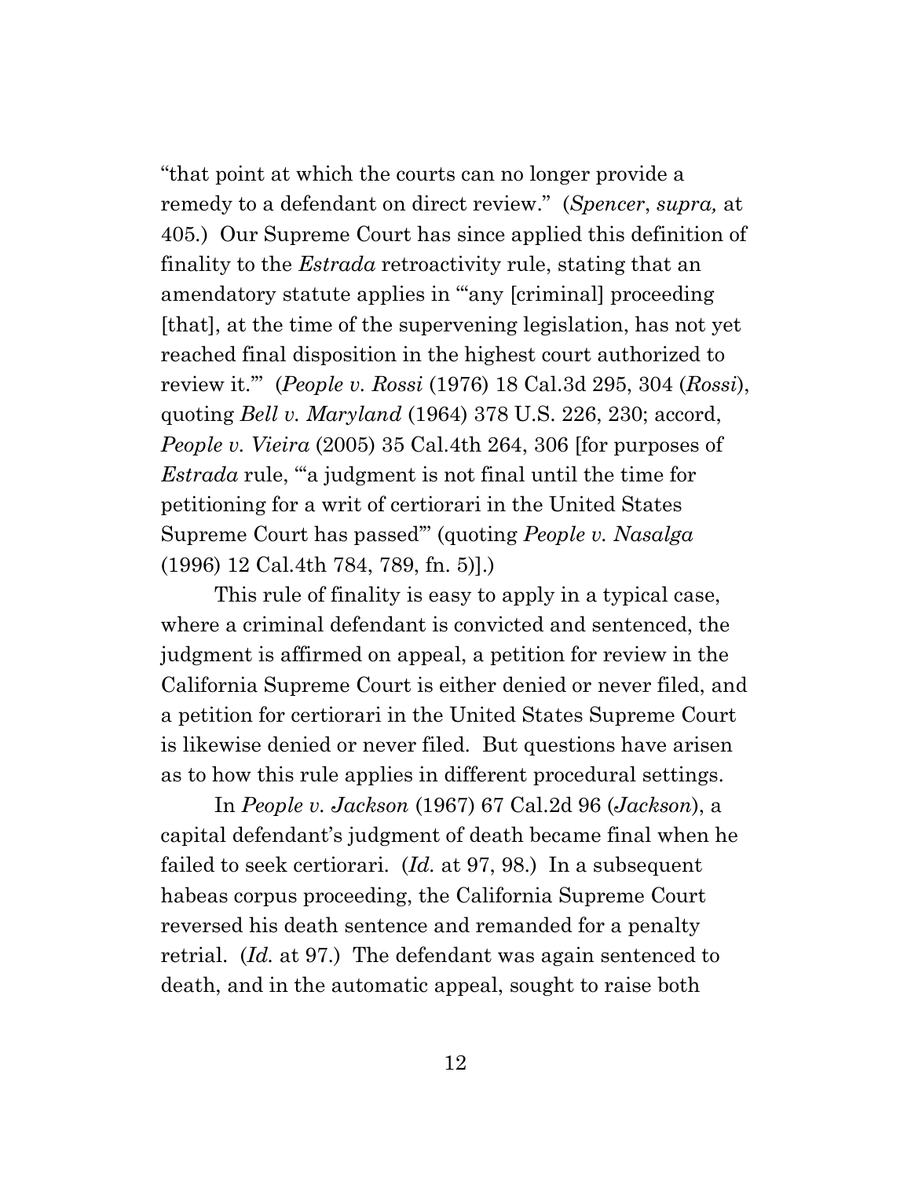"that point at which the courts can no longer provide a remedy to a defendant on direct review." (*Spencer*, *supra,* at 405.) Our Supreme Court has since applied this definition of finality to the *Estrada* retroactivity rule, stating that an amendatory statute applies in "'any [criminal] proceeding [that], at the time of the supervening legislation, has not yet reached final disposition in the highest court authorized to review it.'" (*People v. Rossi* (1976) 18 Cal.3d 295, 304 (*Rossi*), quoting *Bell v. Maryland* (1964) 378 U.S. 226, 230; accord, *People v. Vieira* (2005) 35 Cal.4th 264, 306 [for purposes of *Estrada* rule, "'a judgment is not final until the time for petitioning for a writ of certiorari in the United States Supreme Court has passed'" (quoting *People v. Nasalga* (1996) 12 Cal.4th 784, 789, fn. 5)].)

This rule of finality is easy to apply in a typical case, where a criminal defendant is convicted and sentenced, the judgment is affirmed on appeal, a petition for review in the California Supreme Court is either denied or never filed, and a petition for certiorari in the United States Supreme Court is likewise denied or never filed. But questions have arisen as to how this rule applies in different procedural settings.

In *People v. Jackson* (1967) 67 Cal.2d 96 (*Jackson*), a capital defendant's judgment of death became final when he failed to seek certiorari. (*Id.* at 97, 98.) In a subsequent habeas corpus proceeding, the California Supreme Court reversed his death sentence and remanded for a penalty retrial. (*Id.* at 97.) The defendant was again sentenced to death, and in the automatic appeal, sought to raise both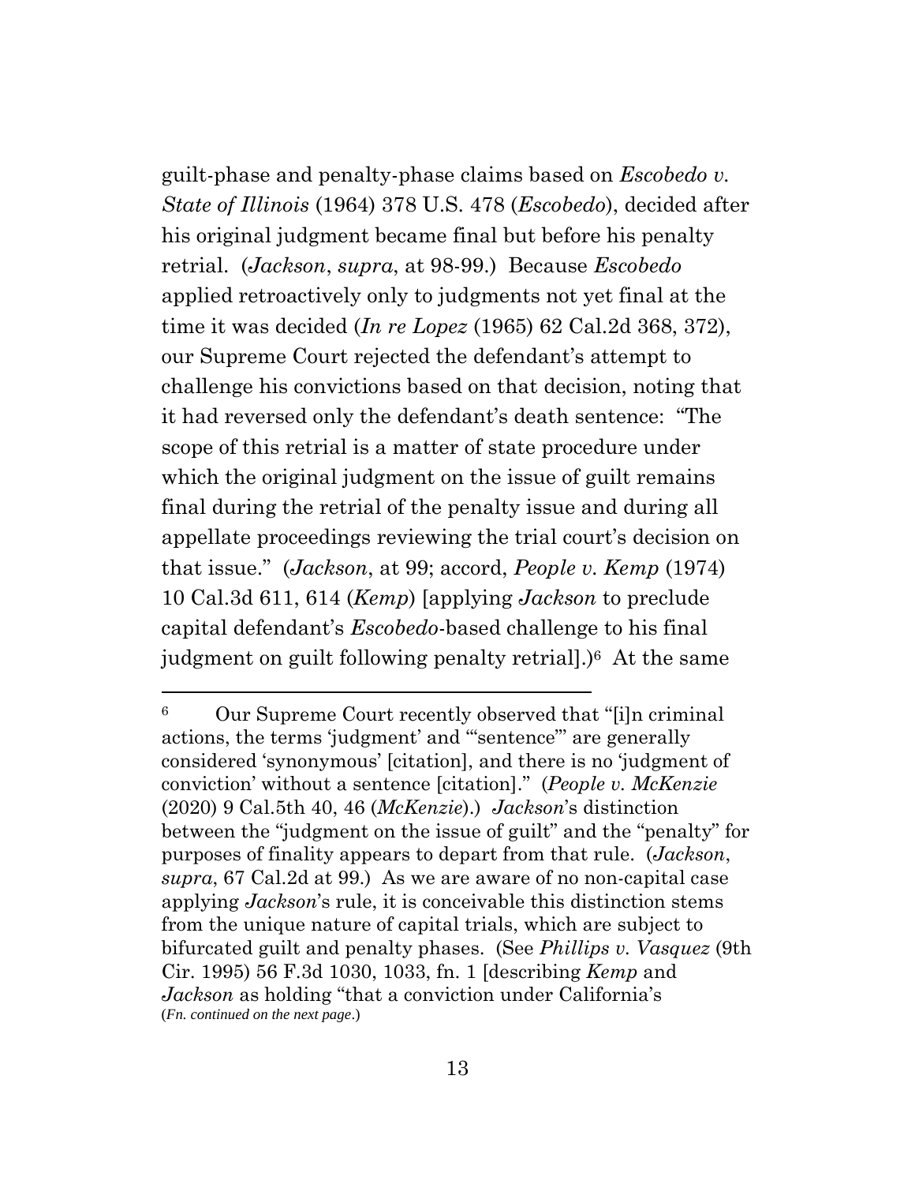guilt-phase and penalty-phase claims based on *Escobedo v. State of Illinois* (1964) 378 U.S. 478 (*Escobedo*), decided after his original judgment became final but before his penalty retrial. (*Jackson*, *supra*, at 98-99.) Because *Escobedo* applied retroactively only to judgments not yet final at the time it was decided (*In re Lopez* (1965) 62 Cal.2d 368, 372), our Supreme Court rejected the defendant's attempt to challenge his convictions based on that decision, noting that it had reversed only the defendant's death sentence: "The scope of this retrial is a matter of state procedure under which the original judgment on the issue of guilt remains final during the retrial of the penalty issue and during all appellate proceedings reviewing the trial court's decision on that issue." (*Jackson*, at 99; accord, *People v. Kemp* (1974) 10 Cal.3d 611, 614 (*Kemp*) [applying *Jackson* to preclude capital defendant's *Escobedo*-based challenge to his final judgment on guilt following penalty retrial].)[6] At the same

---

[6] Our Supreme Court recently observed that "[i]n criminal actions, the terms 'judgment' and '"sentence"' are generally considered 'synonymous' [citation], and there is no 'judgment of conviction' without a sentence [citation]." (*People v. McKenzie* (2020) 9 Cal.5th 40, 46 (*McKenzie*).) *Jackson*'s distinction between the "judgment on the issue of guilt" and the "penalty" for purposes of finality appears to depart from that rule. (*Jackson*, *supra*, 67 Cal.2d at 99.) As we are aware of no non-capital case applying *Jackson*'s rule, it is conceivable this distinction stems from the unique nature of capital trials, which are subject to bifurcated guilt and penalty phases. (See *Phillips v. Vasquez* (9th Cir. 1995) 56 F.3d 1030, 1033, fn. 1 [describing *Kemp* and *Jackson* as holding "that a conviction under California's

(*Fn. continued on the next page*.)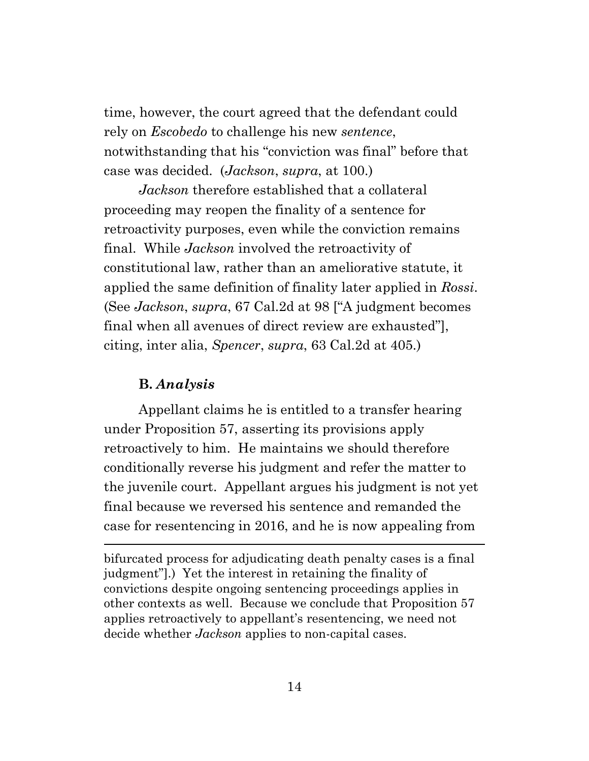time, however, the court agreed that the defendant could rely on *Escobedo* to challenge his new *sentence*, notwithstanding that his "conviction was final" before that case was decided. (*Jackson*, *supra*, at 100.)

*Jackson* therefore established that a collateral proceeding may reopen the finality of a sentence for retroactivity purposes, even while the conviction remains final. While *Jackson* involved the retroactivity of constitutional law, rather than an ameliorative statute, it applied the same definition of finality later applied in *Rossi*. (See *Jackson*, *supra*, 67 Cal.2d at 98 ["A judgment becomes final when all avenues of direct review are exhausted"], citing, inter alia, *Spencer*, *supra*, 63 Cal.2d at 405.)

### B. *Analysis*

Appellant claims he is entitled to a transfer hearing under Proposition 57, asserting its provisions apply retroactively to him. He maintains we should therefore conditionally reverse his judgment and refer the matter to the juvenile court. Appellant argues his judgment is not yet final because we reversed his sentence and remanded the case for resentencing in 2016, and he is now appealing from

---

bifurcated process for adjudicating death penalty cases is a final judgment"].) Yet the interest in retaining the finality of convictions despite ongoing sentencing proceedings applies in other contexts as well. Because we conclude that Proposition 57 applies retroactively to appellant's resentencing, we need not decide whether *Jackson* applies to non-capital cases.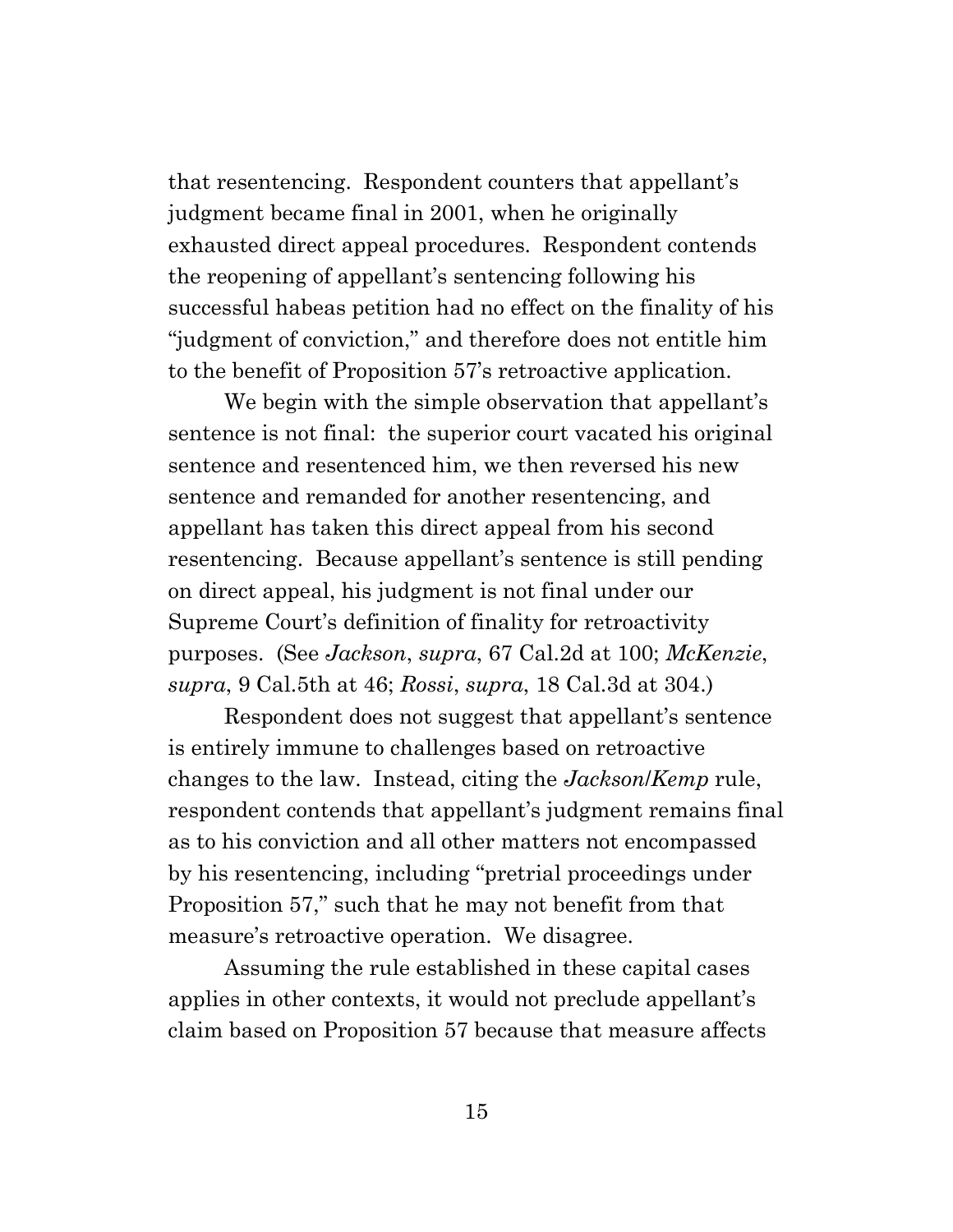that resentencing. Respondent counters that appellant's judgment became final in 2001, when he originally exhausted direct appeal procedures. Respondent contends the reopening of appellant's sentencing following his successful habeas petition had no effect on the finality of his "judgment of conviction," and therefore does not entitle him to the benefit of Proposition 57's retroactive application.

We begin with the simple observation that appellant's sentence is not final: the superior court vacated his original sentence and resentenced him, we then reversed his new sentence and remanded for another resentencing, and appellant has taken this direct appeal from his second resentencing. Because appellant's sentence is still pending on direct appeal, his judgment is not final under our Supreme Court's definition of finality for retroactivity purposes. (See *Jackson*, *supra*, 67 Cal.2d at 100; *McKenzie*, *supra*, 9 Cal.5th at 46; *Rossi*, *supra*, 18 Cal.3d at 304.)

Respondent does not suggest that appellant's sentence is entirely immune to challenges based on retroactive changes to the law. Instead, citing the *Jackson*/*Kemp* rule, respondent contends that appellant's judgment remains final as to his conviction and all other matters not encompassed by his resentencing, including "pretrial proceedings under Proposition 57," such that he may not benefit from that measure's retroactive operation. We disagree.

Assuming the rule established in these capital cases applies in other contexts, it would not preclude appellant's claim based on Proposition 57 because that measure affects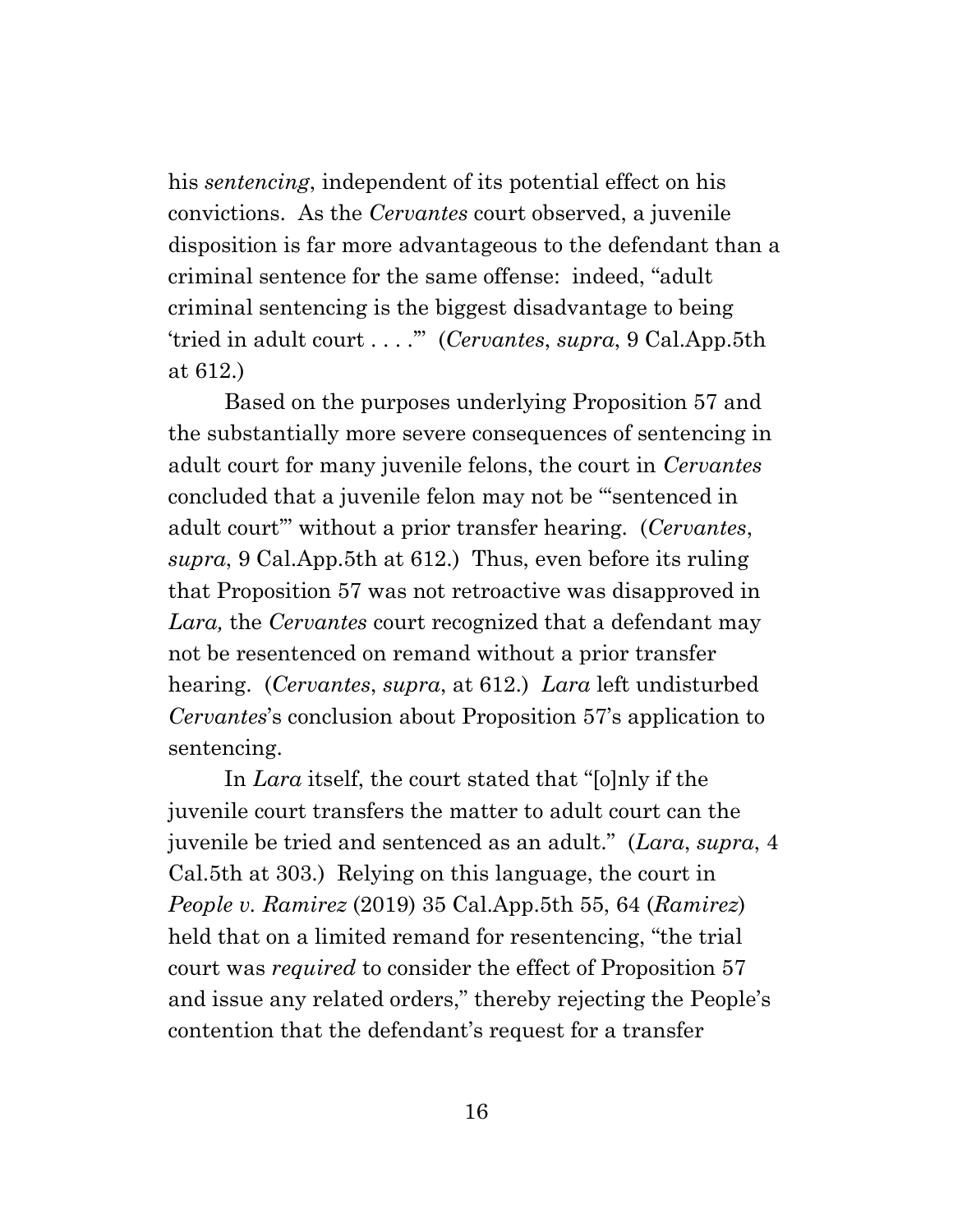his *sentencing*, independent of its potential effect on his convictions. As the *Cervantes* court observed, a juvenile disposition is far more advantageous to the defendant than a criminal sentence for the same offense: indeed, "adult criminal sentencing is the biggest disadvantage to being 'tried in adult court . . . .'" (*Cervantes*, *supra*, 9 Cal.App.5th at 612.)

Based on the purposes underlying Proposition 57 and the substantially more severe consequences of sentencing in adult court for many juvenile felons, the court in *Cervantes* concluded that a juvenile felon may not be "'sentenced in adult court'" without a prior transfer hearing. (*Cervantes*, *supra*, 9 Cal.App.5th at 612.) Thus, even before its ruling that Proposition 57 was not retroactive was disapproved in *Lara,* the *Cervantes* court recognized that a defendant may not be resentenced on remand without a prior transfer hearing. (*Cervantes*, *supra*, at 612.) *Lara* left undisturbed *Cervantes*'s conclusion about Proposition 57's application to sentencing.

In *Lara* itself, the court stated that "[o]nly if the juvenile court transfers the matter to adult court can the juvenile be tried and sentenced as an adult." (*Lara*, *supra*, 4 Cal.5th at 303.) Relying on this language, the court in *People v. Ramirez* (2019) 35 Cal.App.5th 55, 64 (*Ramirez*) held that on a limited remand for resentencing, "the trial court was *required* to consider the effect of Proposition 57 and issue any related orders," thereby rejecting the People's contention that the defendant's request for a transfer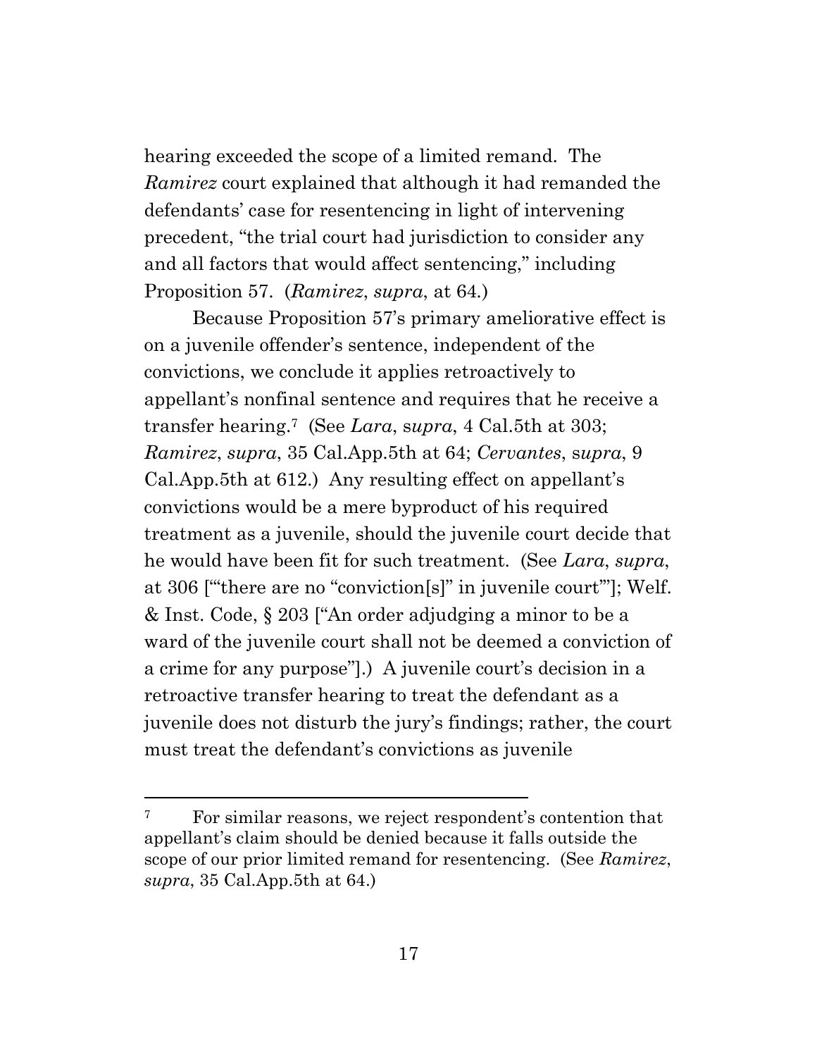hearing exceeded the scope of a limited remand. The *Ramirez* court explained that although it had remanded the defendants' case for resentencing in light of intervening precedent, "the trial court had jurisdiction to consider any and all factors that would affect sentencing," including Proposition 57. (*Ramirez*, *supra*, at 64.)

Because Proposition 57's primary ameliorative effect is on a juvenile offender's sentence, independent of the convictions, we conclude it applies retroactively to appellant's nonfinal sentence and requires that he receive a transfer hearing.[7] (See *Lara*, *supra*, 4 Cal.5th at 303; *Ramirez*, *supra*, 35 Cal.App.5th at 64; *Cervantes*, *supra*, 9 Cal.App.5th at 612.) Any resulting effect on appellant's convictions would be a mere byproduct of his required treatment as a juvenile, should the juvenile court decide that he would have been fit for such treatment. (See *Lara*, *supra*, at 306 ["'there are no "conviction[s]" in juvenile court'"]; Welf. & Inst. Code, § 203 ["An order adjudging a minor to be a ward of the juvenile court shall not be deemed a conviction of a crime for any purpose"].) A juvenile court's decision in a retroactive transfer hearing to treat the defendant as a juvenile does not disturb the jury's findings; rather, the court must treat the defendant's convictions as juvenile

---

[7] For similar reasons, we reject respondent's contention that appellant's claim should be denied because it falls outside the scope of our prior limited remand for resentencing. (See *Ramirez*, *supra*, 35 Cal.App.5th at 64.)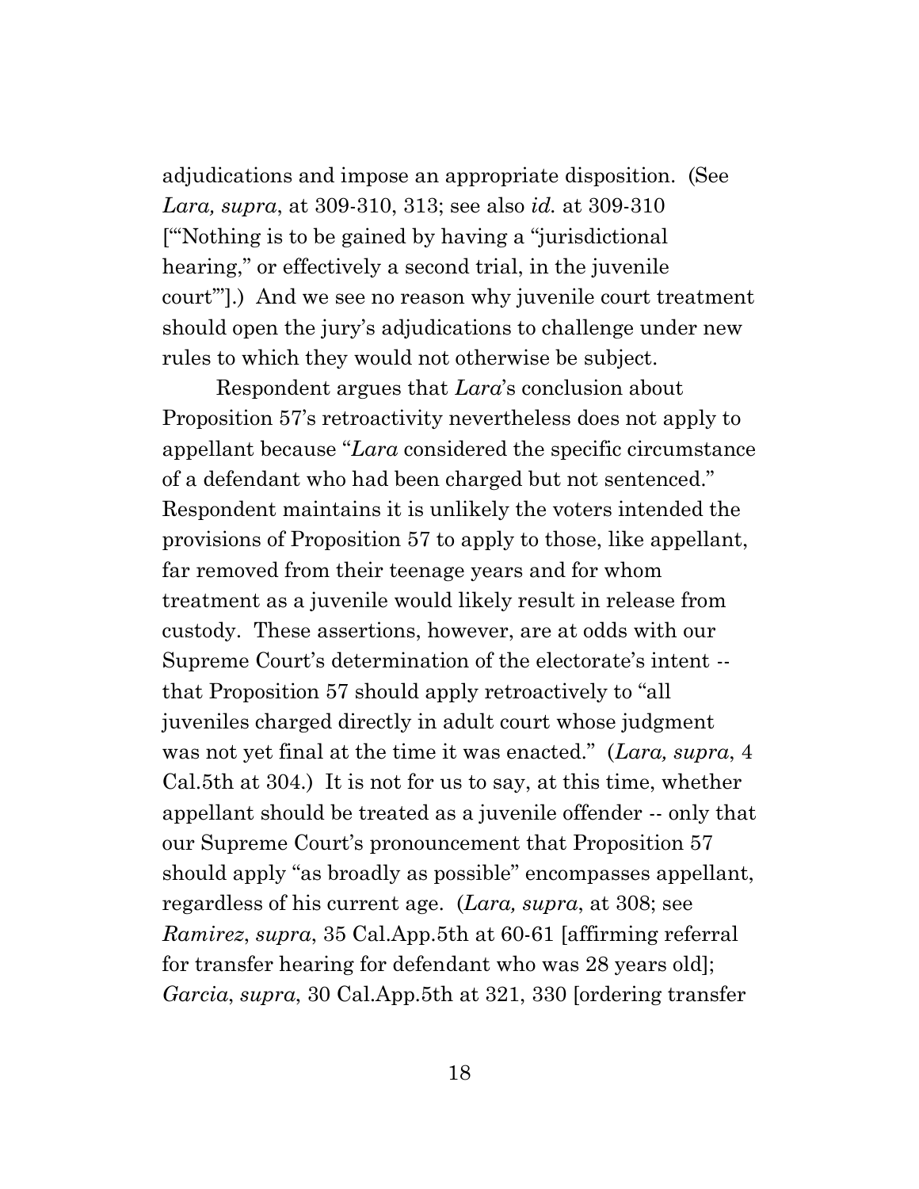adjudications and impose an appropriate disposition. (See *Lara, supra*, at 309-310, 313; see also *id.* at 309-310 ["'Nothing is to be gained by having a "jurisdictional hearing," or effectively a second trial, in the juvenile court'"].) And we see no reason why juvenile court treatment should open the jury's adjudications to challenge under new rules to which they would not otherwise be subject.

Respondent argues that *Lara*'s conclusion about Proposition 57's retroactivity nevertheless does not apply to appellant because "*Lara* considered the specific circumstance of a defendant who had been charged but not sentenced." Respondent maintains it is unlikely the voters intended the provisions of Proposition 57 to apply to those, like appellant, far removed from their teenage years and for whom treatment as a juvenile would likely result in release from custody. These assertions, however, are at odds with our Supreme Court's determination of the electorate's intent -- that Proposition 57 should apply retroactively to "all juveniles charged directly in adult court whose judgment was not yet final at the time it was enacted." (*Lara, supra*, 4 Cal.5th at 304.) It is not for us to say, at this time, whether appellant should be treated as a juvenile offender -- only that our Supreme Court's pronouncement that Proposition 57 should apply "as broadly as possible" encompasses appellant, regardless of his current age. (*Lara, supra*, at 308; see *Ramirez*, *supra*, 35 Cal.App.5th at 60-61 [affirming referral for transfer hearing for defendant who was 28 years old]; *Garcia*, *supra*, 30 Cal.App.5th at 321, 330 [ordering transfer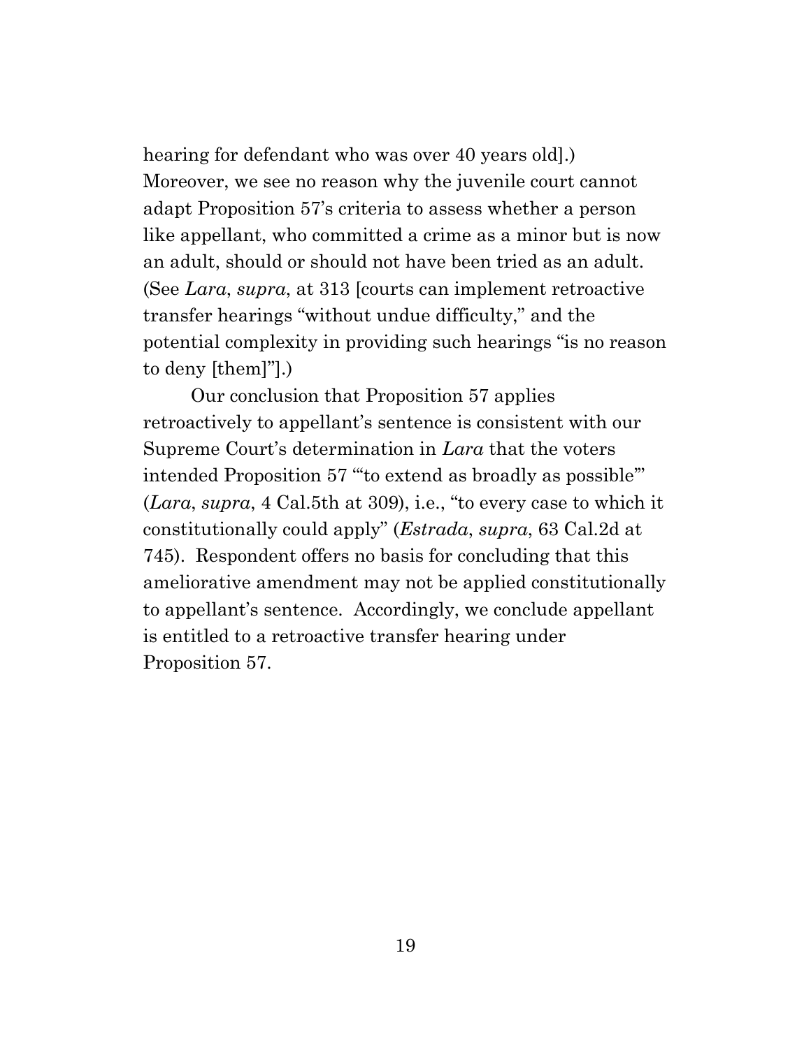hearing for defendant who was over 40 years old].) Moreover, we see no reason why the juvenile court cannot adapt Proposition 57's criteria to assess whether a person like appellant, who committed a crime as a minor but is now an adult, should or should not have been tried as an adult. (See *Lara*, *supra*, at 313 [courts can implement retroactive transfer hearings "without undue difficulty," and the potential complexity in providing such hearings "is no reason to deny [them]"].)

Our conclusion that Proposition 57 applies retroactively to appellant's sentence is consistent with our Supreme Court's determination in *Lara* that the voters intended Proposition 57 "'to extend as broadly as possible'" (*Lara*, *supra*, 4 Cal.5th at 309), i.e., "to every case to which it constitutionally could apply" (*Estrada*, *supra*, 63 Cal.2d at 745). Respondent offers no basis for concluding that this ameliorative amendment may not be applied constitutionally to appellant's sentence. Accordingly, we conclude appellant is entitled to a retroactive transfer hearing under Proposition 57.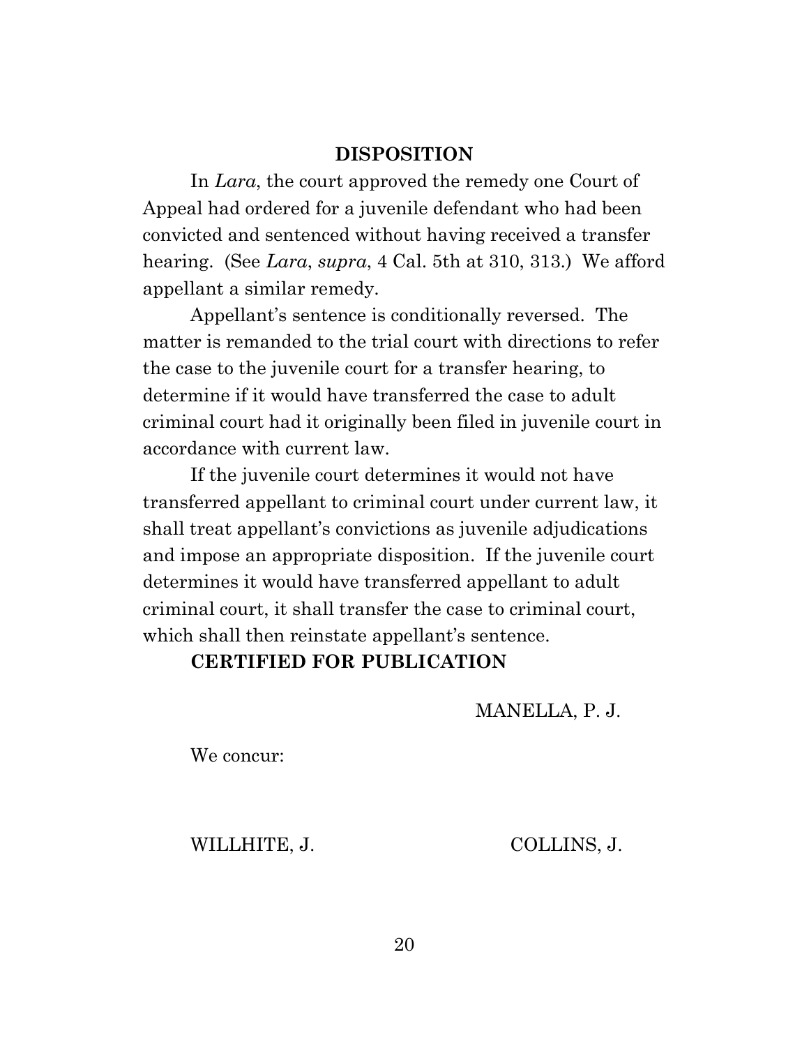## DISPOSITION

In *Lara*, the court approved the remedy one Court of Appeal had ordered for a juvenile defendant who had been convicted and sentenced without having received a transfer hearing. (See *Lara*, *supra*, 4 Cal. 5th at 310, 313.) We afford appellant a similar remedy.

Appellant's sentence is conditionally reversed. The matter is remanded to the trial court with directions to refer the case to the juvenile court for a transfer hearing, to determine if it would have transferred the case to adult criminal court had it originally been filed in juvenile court in accordance with current law.

If the juvenile court determines it would not have transferred appellant to criminal court under current law, it shall treat appellant's convictions as juvenile adjudications and impose an appropriate disposition. If the juvenile court determines it would have transferred appellant to adult criminal court, it shall transfer the case to criminal court, which shall then reinstate appellant's sentence.

**CERTIFIED FOR PUBLICATION**

MANELLA, P. J.

We concur:

WILLHITE, J.

COLLINS, J.